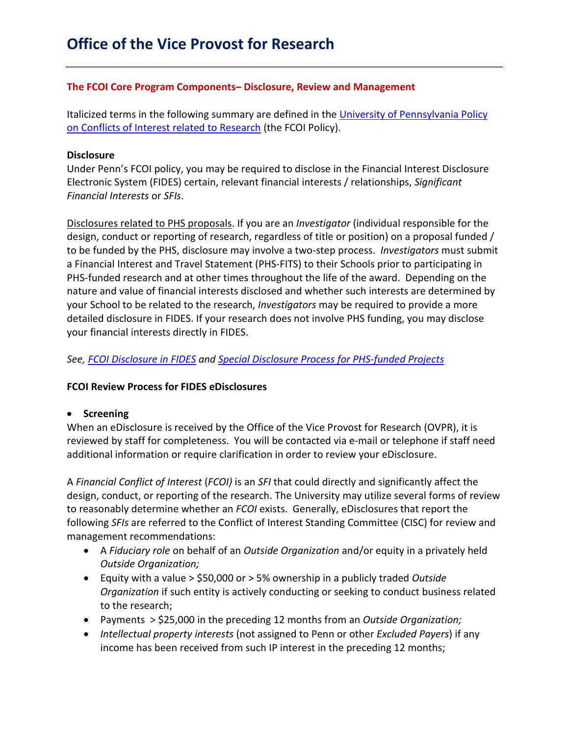# Office of the Vice Provost for Research

**The FCOI Core Program Components– Disclosure, Review and Management**

Italicized terms in the following summary are defined in the [University of Pennsylvania Policy on Conflicts of Interest related to Research]() (the FCOI Policy).

**Disclosure**

Under Penn's FCOI policy, you may be required to disclose in the Financial Interest Disclosure Electronic System (FIDES) certain, relevant financial interests / relationships, *Significant Financial Interests* or *SFIs*.

Disclosures related to PHS proposals. If you are an *Investigator* (individual responsible for the design, conduct or reporting of research, regardless of title or position) on a proposal funded / to be funded by the PHS, disclosure may involve a two-step process. *Investigators* must submit a Financial Interest and Travel Statement (PHS-FITS) to their Schools prior to participating in PHS-funded research and at other times throughout the life of the award. Depending on the nature and value of financial interests disclosed and whether such interests are determined by your School to be related to the research, *Investigators* may be required to provide a more detailed disclosure in FIDES. If your research does not involve PHS funding, you may disclose your financial interests directly in FIDES.

*See, FCOI Disclosure in FIDES and Special Disclosure Process for PHS-funded Projects*

**FCOI Review Process for FIDES eDisclosures**

- **Screening**

When an eDisclosure is received by the Office of the Vice Provost for Research (OVPR), it is reviewed by staff for completeness. You will be contacted via e-mail or telephone if staff need additional information or require clarification in order to review your eDisclosure.

A *Financial Conflict of Interest* (*FCOI)* is an *SFI* that could directly and significantly affect the design, conduct, or reporting of the research. The University may utilize several forms of review to reasonably determine whether an *FCOI* exists. Generally, eDisclosures that report the following *SFIs* are referred to the Conflict of Interest Standing Committee (CISC) for review and management recommendations:

- A *Fiduciary role* on behalf of an *Outside Organization* and/or equity in a privately held *Outside Organization;*
- Equity with a value > $50,000 or > 5% ownership in a publicly traded *Outside Organization* if such entity is actively conducting or seeking to conduct business related to the research;
- Payments > $25,000 in the preceding 12 months from an *Outside Organization;*
- *Intellectual property interests* (not assigned to Penn or other *Excluded Payers*) if any income has been received from such IP interest in the preceding 12 months;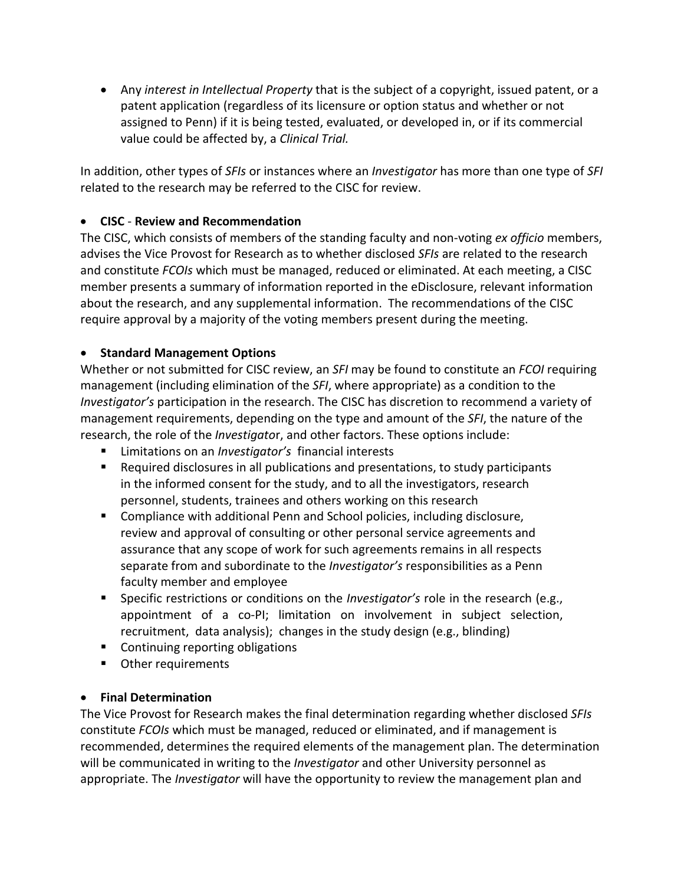- Any *interest in Intellectual Property* that is the subject of a copyright, issued patent, or a patent application (regardless of its licensure or option status and whether or not assigned to Penn) if it is being tested, evaluated, or developed in, or if its commercial value could be affected by, a *Clinical Trial.*

In addition, other types of *SFIs* or instances where an *Investigator* has more than one type of *SFI* related to the research may be referred to the CISC for review.

- **CISC - Review and Recommendation**

The CISC, which consists of members of the standing faculty and non-voting *ex officio* members, advises the Vice Provost for Research as to whether disclosed *SFIs* are related to the research and constitute *FCOIs* which must be managed, reduced or eliminated. At each meeting, a CISC member presents a summary of information reported in the eDisclosure, relevant information about the research, and any supplemental information. The recommendations of the CISC require approval by a majority of the voting members present during the meeting.

- **Standard Management Options**

Whether or not submitted for CISC review, an *SFI* may be found to constitute an *FCOI* requiring management (including elimination of the *SFI*, where appropriate) as a condition to the *Investigator's* participation in the research. The CISC has discretion to recommend a variety of management requirements, depending on the type and amount of the *SFI*, the nature of the research, the role of the *Investigator*, and other factors. These options include:

- Limitations on an *Investigator's* financial interests
- Required disclosures in all publications and presentations, to study participants in the informed consent for the study, and to all the investigators, research personnel, students, trainees and others working on this research
- Compliance with additional Penn and School policies, including disclosure, review and approval of consulting or other personal service agreements and assurance that any scope of work for such agreements remains in all respects separate from and subordinate to the *Investigator's* responsibilities as a Penn faculty member and employee
- Specific restrictions or conditions on the *Investigator's* role in the research (e.g., appointment of a co-PI; limitation on involvement in subject selection, recruitment, data analysis); changes in the study design (e.g., blinding)
- Continuing reporting obligations
- Other requirements

- **Final Determination**

The Vice Provost for Research makes the final determination regarding whether disclosed *SFIs* constitute *FCOIs* which must be managed, reduced or eliminated, and if management is recommended, determines the required elements of the management plan. The determination will be communicated in writing to the *Investigator* and other University personnel as appropriate. The *Investigator* will have the opportunity to review the management plan and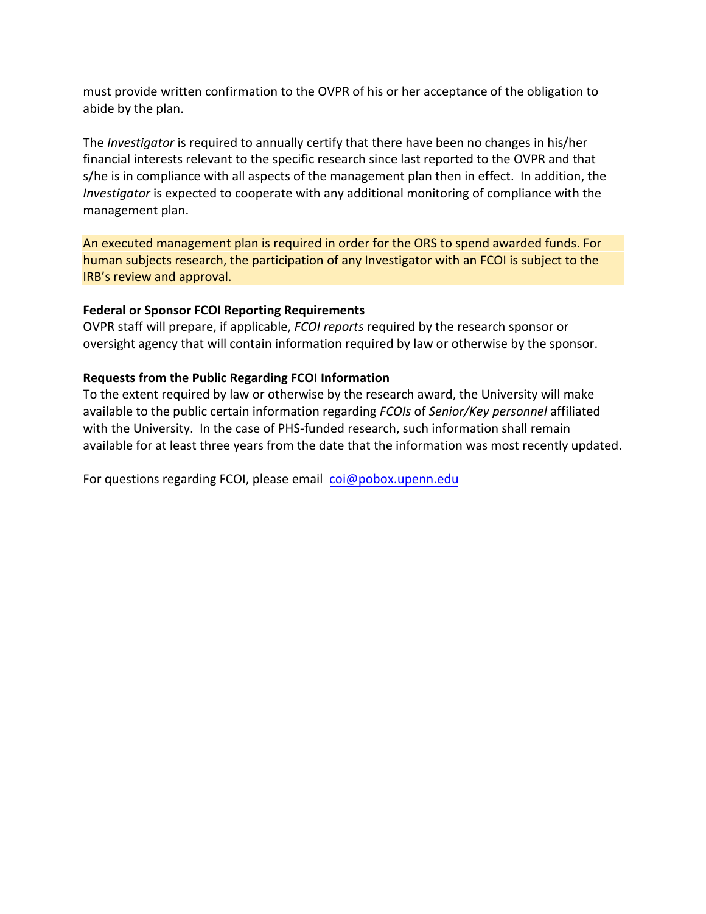must provide written confirmation to the OVPR of his or her acceptance of the obligation to abide by the plan.

The *Investigator* is required to annually certify that there have been no changes in his/her financial interests relevant to the specific research since last reported to the OVPR and that s/he is in compliance with all aspects of the management plan then in effect. In addition, the *Investigator* is expected to cooperate with any additional monitoring of compliance with the management plan.

An executed management plan is required in order for the ORS to spend awarded funds. For human subjects research, the participation of any Investigator with an FCOI is subject to the IRB's review and approval.

**Federal or Sponsor FCOI Reporting Requirements**
OVPR staff will prepare, if applicable, *FCOI reports* required by the research sponsor or oversight agency that will contain information required by law or otherwise by the sponsor.

**Requests from the Public Regarding FCOI Information**
To the extent required by law or otherwise by the research award, the University will make available to the public certain information regarding *FCOIs* of *Senior/Key personnel* affiliated with the University. In the case of PHS-funded research, such information shall remain available for at least three years from the date that the information was most recently updated.

For questions regarding FCOI, please email coi@pobox.upenn.edu